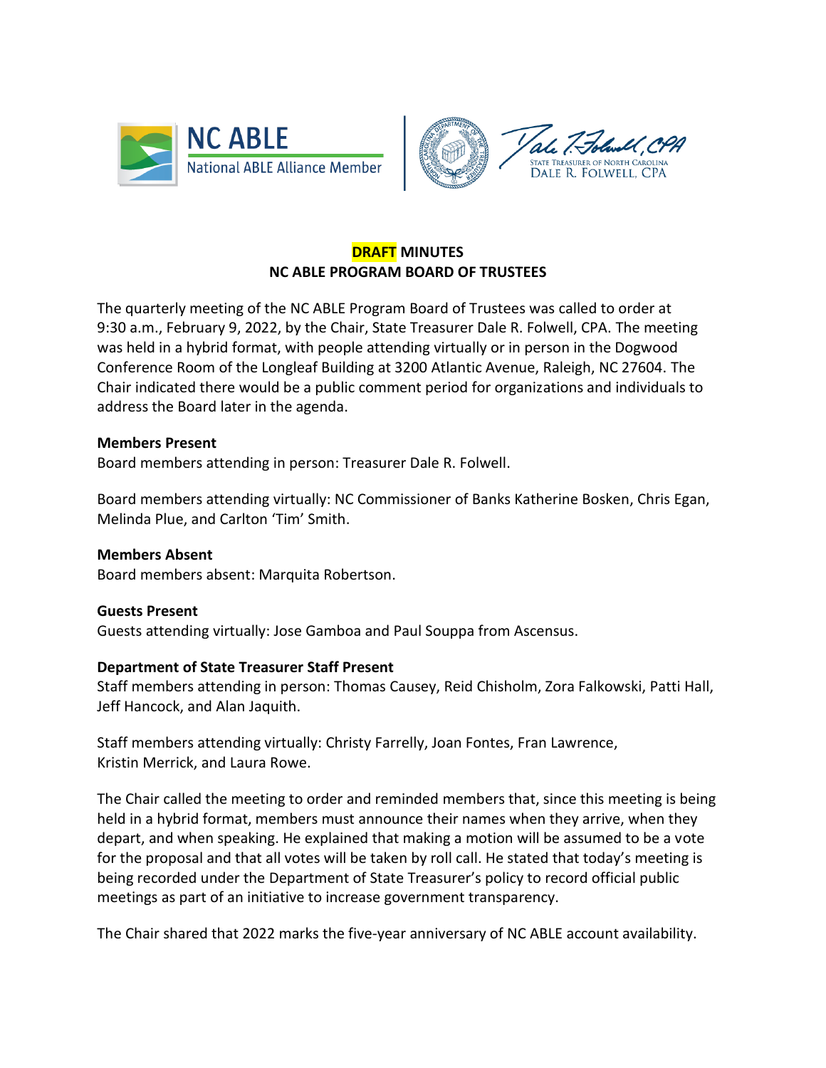NC ABLE
National ABLE Alliance Member

STATE TREASURER OF NORTH CAROLINA
DALE R. FOLWELL, CPA

**DRAFT MINUTES**
**NC ABLE PROGRAM BOARD OF TRUSTEES**

The quarterly meeting of the NC ABLE Program Board of Trustees was called to order at 9:30 a.m., February 9, 2022, by the Chair, State Treasurer Dale R. Folwell, CPA. The meeting was held in a hybrid format, with people attending virtually or in person in the Dogwood Conference Room of the Longleaf Building at 3200 Atlantic Avenue, Raleigh, NC 27604. The Chair indicated there would be a public comment period for organizations and individuals to address the Board later in the agenda.

**Members Present**

Board members attending in person: Treasurer Dale R. Folwell.

Board members attending virtually: NC Commissioner of Banks Katherine Bosken, Chris Egan, Melinda Plue, and Carlton 'Tim' Smith.

**Members Absent**

Board members absent: Marquita Robertson.

**Guests Present**

Guests attending virtually: Jose Gamboa and Paul Souppa from Ascensus.

**Department of State Treasurer Staff Present**

Staff members attending in person: Thomas Causey, Reid Chisholm, Zora Falkowski, Patti Hall, Jeff Hancock, and Alan Jaquith.

Staff members attending virtually: Christy Farrelly, Joan Fontes, Fran Lawrence, Kristin Merrick, and Laura Rowe.

The Chair called the meeting to order and reminded members that, since this meeting is being held in a hybrid format, members must announce their names when they arrive, when they depart, and when speaking. He explained that making a motion will be assumed to be a vote for the proposal and that all votes will be taken by roll call. He stated that today's meeting is being recorded under the Department of State Treasurer's policy to record official public meetings as part of an initiative to increase government transparency.

The Chair shared that 2022 marks the five-year anniversary of NC ABLE account availability.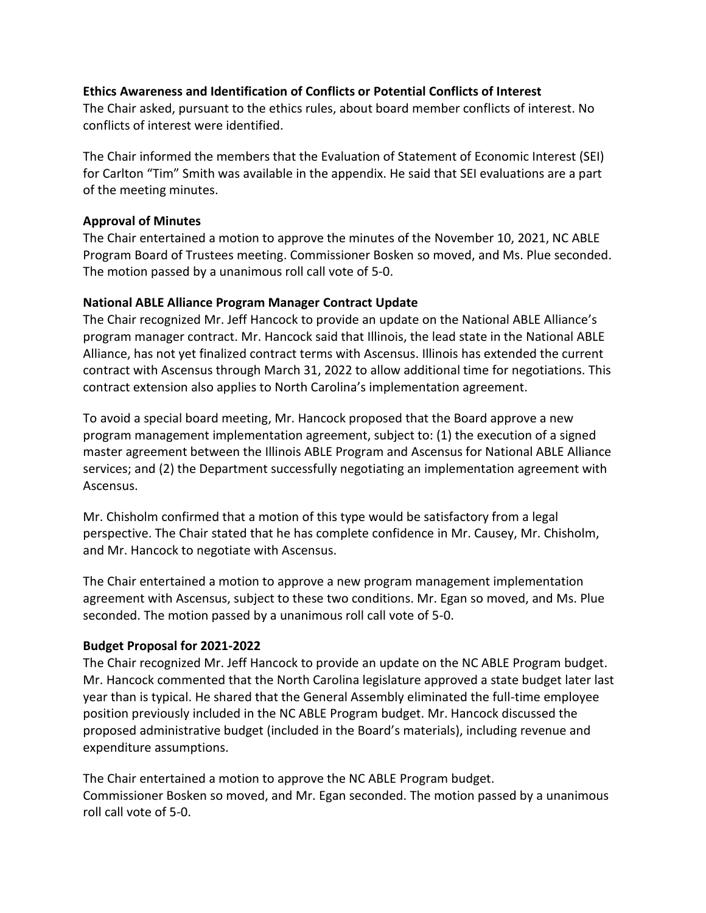**Ethics Awareness and Identification of Conflicts or Potential Conflicts of Interest**

The Chair asked, pursuant to the ethics rules, about board member conflicts of interest. No conflicts of interest were identified.

The Chair informed the members that the Evaluation of Statement of Economic Interest (SEI) for Carlton "Tim" Smith was available in the appendix. He said that SEI evaluations are a part of the meeting minutes.

**Approval of Minutes**

The Chair entertained a motion to approve the minutes of the November 10, 2021, NC ABLE Program Board of Trustees meeting. Commissioner Bosken so moved, and Ms. Plue seconded. The motion passed by a unanimous roll call vote of 5-0.

**National ABLE Alliance Program Manager Contract Update**

The Chair recognized Mr. Jeff Hancock to provide an update on the National ABLE Alliance's program manager contract. Mr. Hancock said that Illinois, the lead state in the National ABLE Alliance, has not yet finalized contract terms with Ascensus. Illinois has extended the current contract with Ascensus through March 31, 2022 to allow additional time for negotiations. This contract extension also applies to North Carolina's implementation agreement.

To avoid a special board meeting, Mr. Hancock proposed that the Board approve a new program management implementation agreement, subject to: (1) the execution of a signed master agreement between the Illinois ABLE Program and Ascensus for National ABLE Alliance services; and (2) the Department successfully negotiating an implementation agreement with Ascensus.

Mr. Chisholm confirmed that a motion of this type would be satisfactory from a legal perspective. The Chair stated that he has complete confidence in Mr. Causey, Mr. Chisholm, and Mr. Hancock to negotiate with Ascensus.

The Chair entertained a motion to approve a new program management implementation agreement with Ascensus, subject to these two conditions. Mr. Egan so moved, and Ms. Plue seconded. The motion passed by a unanimous roll call vote of 5-0.

**Budget Proposal for 2021-2022**

The Chair recognized Mr. Jeff Hancock to provide an update on the NC ABLE Program budget. Mr. Hancock commented that the North Carolina legislature approved a state budget later last year than is typical. He shared that the General Assembly eliminated the full-time employee position previously included in the NC ABLE Program budget. Mr. Hancock discussed the proposed administrative budget (included in the Board's materials), including revenue and expenditure assumptions.

The Chair entertained a motion to approve the NC ABLE Program budget. Commissioner Bosken so moved, and Mr. Egan seconded. The motion passed by a unanimous roll call vote of 5-0.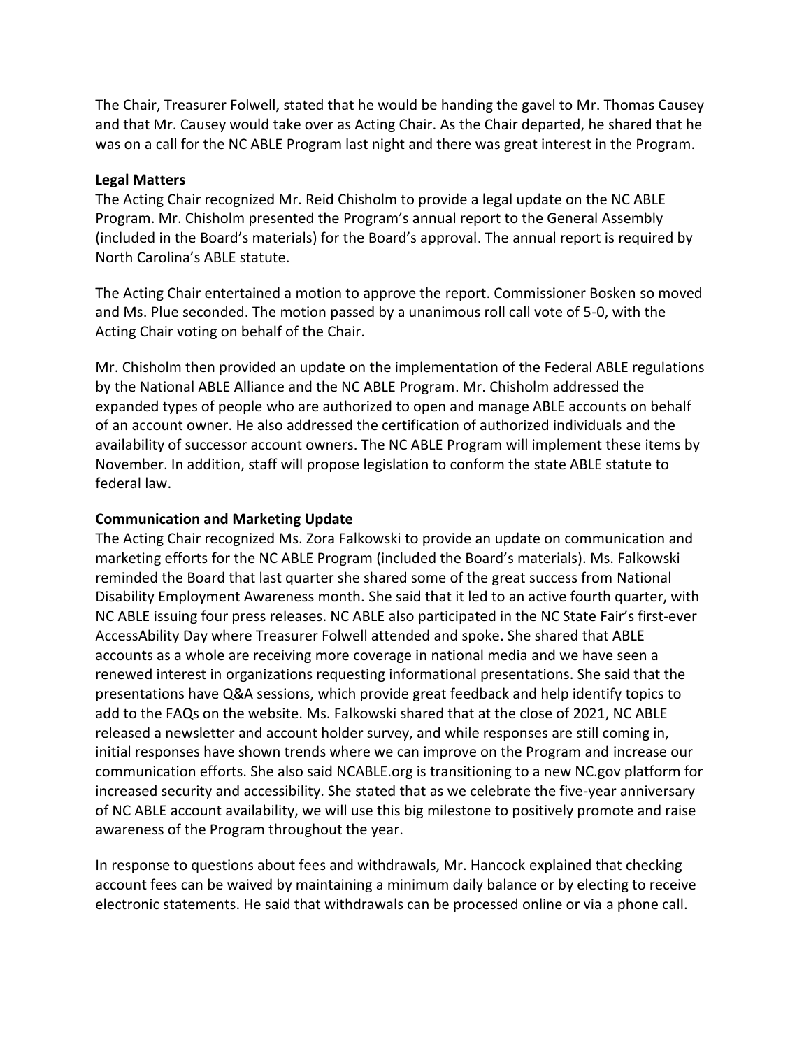The Chair, Treasurer Folwell, stated that he would be handing the gavel to Mr. Thomas Causey and that Mr. Causey would take over as Acting Chair. As the Chair departed, he shared that he was on a call for the NC ABLE Program last night and there was great interest in the Program.

**Legal Matters**

The Acting Chair recognized Mr. Reid Chisholm to provide a legal update on the NC ABLE Program. Mr. Chisholm presented the Program's annual report to the General Assembly (included in the Board's materials) for the Board's approval. The annual report is required by North Carolina's ABLE statute.

The Acting Chair entertained a motion to approve the report. Commissioner Bosken so moved and Ms. Plue seconded. The motion passed by a unanimous roll call vote of 5-0, with the Acting Chair voting on behalf of the Chair.

Mr. Chisholm then provided an update on the implementation of the Federal ABLE regulations by the National ABLE Alliance and the NC ABLE Program. Mr. Chisholm addressed the expanded types of people who are authorized to open and manage ABLE accounts on behalf of an account owner. He also addressed the certification of authorized individuals and the availability of successor account owners. The NC ABLE Program will implement these items by November. In addition, staff will propose legislation to conform the state ABLE statute to federal law.

**Communication and Marketing Update**

The Acting Chair recognized Ms. Zora Falkowski to provide an update on communication and marketing efforts for the NC ABLE Program (included the Board's materials). Ms. Falkowski reminded the Board that last quarter she shared some of the great success from National Disability Employment Awareness month. She said that it led to an active fourth quarter, with NC ABLE issuing four press releases. NC ABLE also participated in the NC State Fair's first-ever AccessAbility Day where Treasurer Folwell attended and spoke. She shared that ABLE accounts as a whole are receiving more coverage in national media and we have seen a renewed interest in organizations requesting informational presentations. She said that the presentations have Q&A sessions, which provide great feedback and help identify topics to add to the FAQs on the website. Ms. Falkowski shared that at the close of 2021, NC ABLE released a newsletter and account holder survey, and while responses are still coming in, initial responses have shown trends where we can improve on the Program and increase our communication efforts. She also said NCABLE.org is transitioning to a new NC.gov platform for increased security and accessibility. She stated that as we celebrate the five-year anniversary of NC ABLE account availability, we will use this big milestone to positively promote and raise awareness of the Program throughout the year.

In response to questions about fees and withdrawals, Mr. Hancock explained that checking account fees can be waived by maintaining a minimum daily balance or by electing to receive electronic statements. He said that withdrawals can be processed online or via a phone call.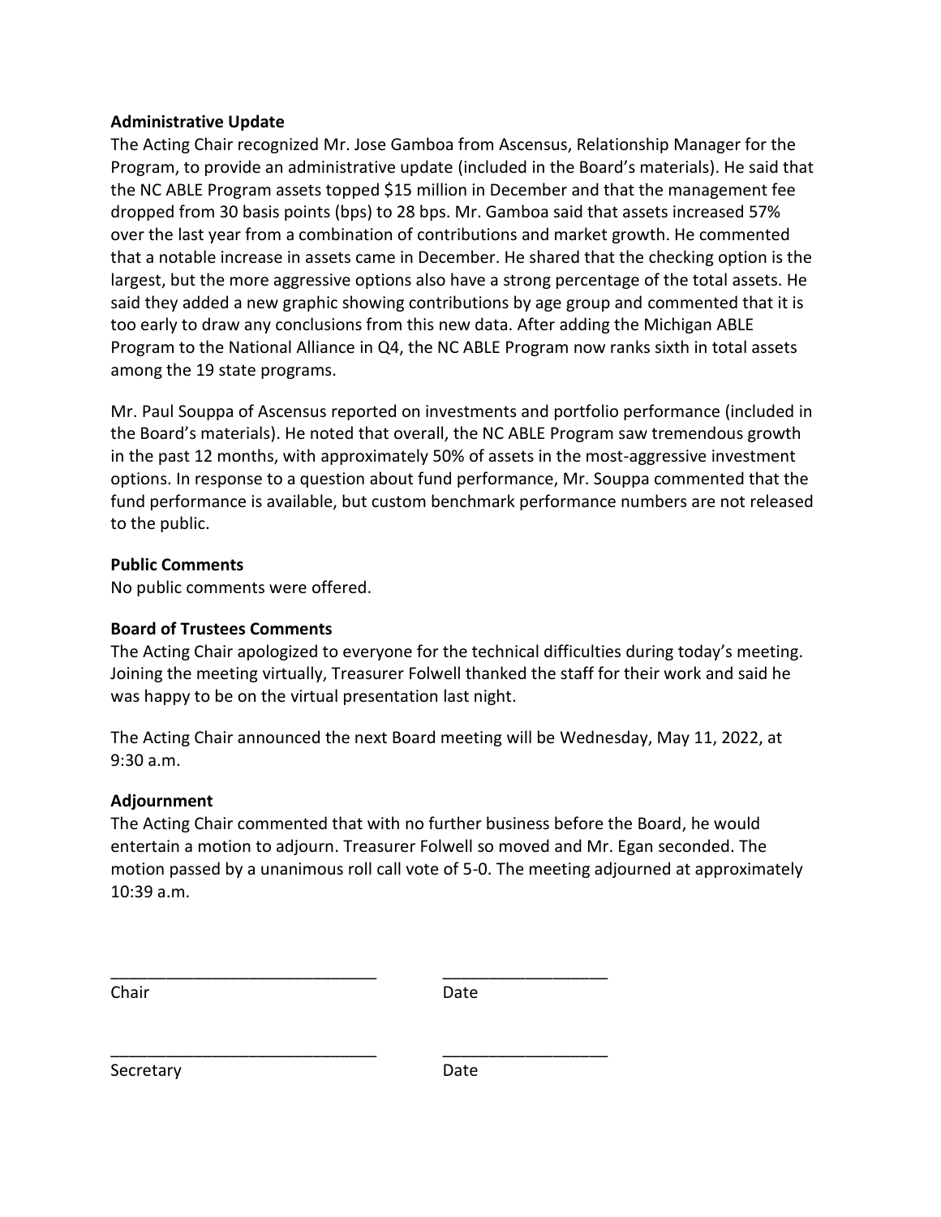**Administrative Update**

The Acting Chair recognized Mr. Jose Gamboa from Ascensus, Relationship Manager for the Program, to provide an administrative update (included in the Board's materials). He said that the NC ABLE Program assets topped $15 million in December and that the management fee dropped from 30 basis points (bps) to 28 bps. Mr. Gamboa said that assets increased 57% over the last year from a combination of contributions and market growth. He commented that a notable increase in assets came in December. He shared that the checking option is the largest, but the more aggressive options also have a strong percentage of the total assets. He said they added a new graphic showing contributions by age group and commented that it is too early to draw any conclusions from this new data. After adding the Michigan ABLE Program to the National Alliance in Q4, the NC ABLE Program now ranks sixth in total assets among the 19 state programs.

Mr. Paul Souppa of Ascensus reported on investments and portfolio performance (included in the Board's materials). He noted that overall, the NC ABLE Program saw tremendous growth in the past 12 months, with approximately 50% of assets in the most-aggressive investment options. In response to a question about fund performance, Mr. Souppa commented that the fund performance is available, but custom benchmark performance numbers are not released to the public.

**Public Comments**

No public comments were offered.

**Board of Trustees Comments**

The Acting Chair apologized to everyone for the technical difficulties during today's meeting. Joining the meeting virtually, Treasurer Folwell thanked the staff for their work and said he was happy to be on the virtual presentation last night.

The Acting Chair announced the next Board meeting will be Wednesday, May 11, 2022, at 9:30 a.m.

**Adjournment**

The Acting Chair commented that with no further business before the Board, he would entertain a motion to adjourn. Treasurer Folwell so moved and Mr. Egan seconded. The motion passed by a unanimous roll call vote of 5-0. The meeting adjourned at approximately 10:39 a.m.

_____________________________ __________________

Chair Date

_____________________________ __________________

Secretary Date